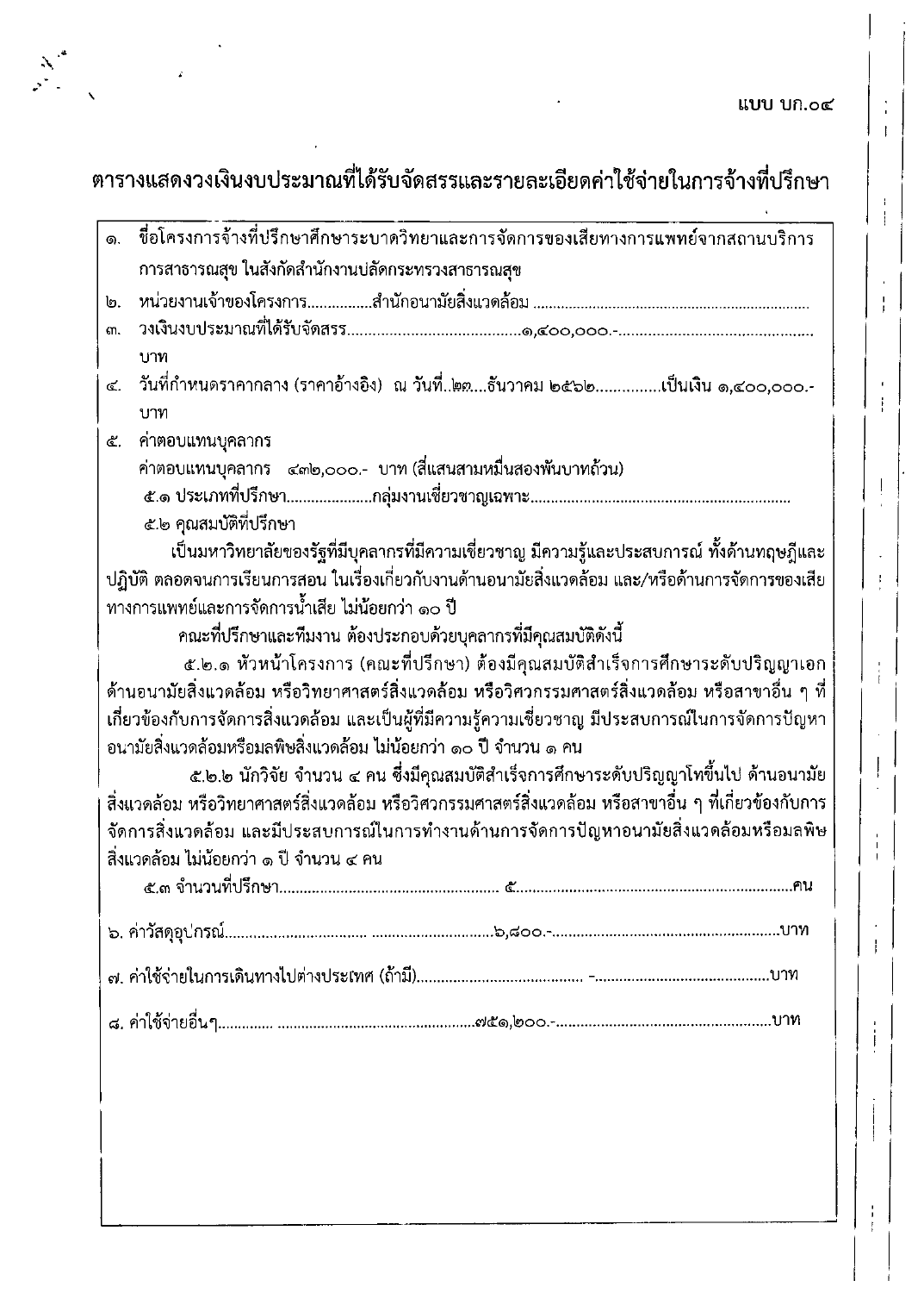แบบ บก.๐๔

# ตารางแสดงวงเงินงบประมาณที่ได้รับจัดสรรและรายละเอียดค่าใช้จ่ายในการจ้างที่ปรึกษา

๑. ชื่อโครงการจ้างที่ปรึกษาศึกษาระบาดวิทยาและการจัดการของเสียทางการแพทย์จากสถานบริการการสาธารณสุข ในสังกัดสำนักงานปลัดกระทรวงสาธารณสุข

๒. หน่วยงานเจ้าของโครงการ................สำนักอนามัยสิ่งแวดล้อม ....................................................................

๓. วงเงินงบประมาณที่ได้รับจัดสรร..........................................๑,๔๐๐,๐๐๐.-...............................................บาท

๔. วันที่กำหนดราคากลาง (ราคาอ้างอิง) ณ วันที่..๒๓....ธันวาคม ๒๕๖๒...............เป็นเงิน ๑,๔๐๐,๐๐๐.- บาท

๕. ค่าตอบแทนบุคลากร

ค่าตอบแทนบุคลากร ๔๓๒,๐๐๐.- บาท (สี่แสนสามหมื่นสองพันบาทถ้วน)

๕.๑ ประเภทที่ปรึกษา....................กลุ่มงานเชี่ยวชาญเฉพาะ...............................................................

๕.๒ คุณสมบัติที่ปรึกษา

เป็นมหาวิทยาลัยของรัฐที่มีบุคลากรที่มีความเชี่ยวชาญ มีความรู้และประสบการณ์ ทั้งด้านทฤษฎีและปฏิบัติ ตลอดจนการเรียนการสอน ในเรื่องเกี่ยวกับงานด้านอนามัยสิ่งแวดล้อม และ/หรือด้านการจัดการของเสียทางการแพทย์และการจัดการน้ำเสีย ไม่น้อยกว่า ๑๐ ปี

คณะที่ปรึกษาและทีมงาน ต้องประกอบด้วยบุคลากรที่มีคุณสมบัติดังนี้

๕.๒.๑ หัวหน้าโครงการ (คณะที่ปรึกษา) ต้องมีคุณสมบัติสำเร็จการศึกษาระดับปริญญาเอก ด้านอนามัยสิ่งแวดล้อม หรือวิทยาศาสตร์สิ่งแวดล้อม หรือวิศวกรรมศาสตร์สิ่งแวดล้อม หรือสาขาอื่น ๆ ที่เกี่ยวข้องกับการจัดการสิ่งแวดล้อม และเป็นผู้ที่มีความรู้ความเชี่ยวชาญ มีประสบการณ์ในการจัดการปัญหาอนามัยสิ่งแวดล้อมหรือมลพิษสิ่งแวดล้อม ไม่น้อยกว่า ๑๐ ปี จำนวน ๑ คน

๕.๒.๒ นักวิจัย จำนวน ๔ คน ซึ่งมีคุณสมบัติสำเร็จการศึกษาระดับปริญญาโทขึ้นไป ด้านอนามัยสิ่งแวดล้อม หรือวิทยาศาสตร์สิ่งแวดล้อม หรือวิศวกรรมศาสตร์สิ่งแวดล้อม หรือสาขาอื่น ๆ ที่เกี่ยวข้องกับการจัดการสิ่งแวดล้อม และมีประสบการณ์ในการทำงานด้านการจัดการปัญหาอนามัยสิ่งแวดล้อมหรือมลพิษสิ่งแวดล้อม ไม่น้อยกว่า ๑ ปี จำนวน ๔ คน

๕.๓ จำนวนที่ปรึกษา...................................................... ๕...................................................................คน

๖. ค่าวัสดุอุปกรณ์.................................. ..............................๖,๘๐๐.-......................................................บาท

๗. ค่าใช้จ่ายในการเดินทางไปต่างประเทศ (ถ้ามี)......................................... -...........................................บาท

๘. ค่าใช้จ่ายอื่นๆ.............. ....................................................๗๕๑,๒๐๐.-.....................................................บาท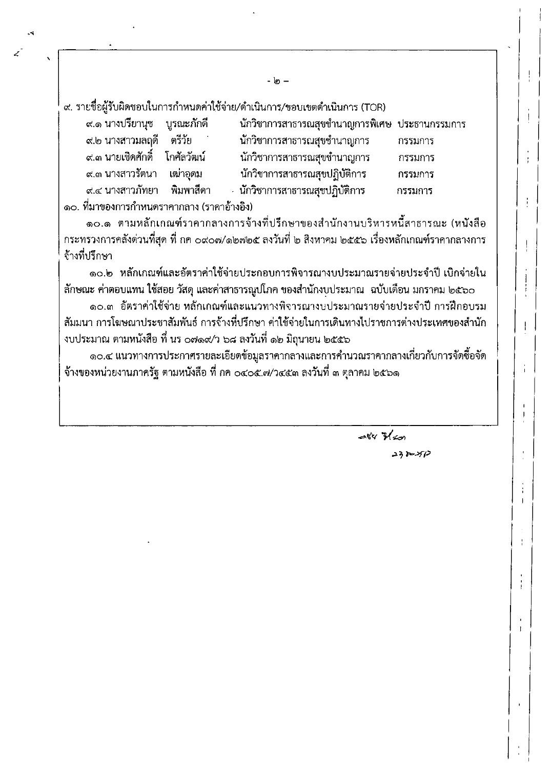๙. รายชื่อผู้รับผิดชอบในการกำหนดค่าใช้จ่าย/ดำเนินการ/ขอบเขตดำเนินการ (TOR)

| | | | |
|---|---|---|---|
| ๙.๑ นางปรียานุช | บูรณะภักดี | นักวิชาการสาธารณสุขชำนาญการพิเศษ | ประธานกรรมการ |
| ๙.๒ นางสาวมลฤดี | ตรีวัย | นักวิชาการสาธารณสุขชำนาญการ | กรรมการ |
| ๙.๓ นายเชิดศักดิ์ | โกศัลวัฒน์ | นักวิชาการสาธารณสุขชำนาญการ | กรรมการ |
| ๙.๓ นางสาวรัตนา | เผ่าอุดม | นักวิชาการสาธารณสุขปฏิบัติการ | กรรมการ |
| ๙.๔ นางสาวภัทยา | พิมพาสีดา | นักวิชาการสาธารณสุขปฏิบัติการ | กรรมการ |

๑๐. ที่มาของการกำหนดราคากลาง (ราคาอ้างอิง)

๑๐.๑ ตามหลักเกณฑ์ราคากลางการจ้างที่ปรึกษาของสำนักงานบริหารหนี้สาธารณะ (หนังสือกระทรวงการคลังด่วนที่สุด ที่ กค ๐๙๐๗/๑๒๓๒๕ ลงวันที่ ๒ สิงหาคม ๒๕๕๖ เรื่องหลักเกณฑ์ราคากลางการจ้างที่ปรึกษา

๑๐.๒ หลักเกณฑ์และอัตราค่าใช้จ่ายประกอบการพิจารณางบประมาณรายจ่ายประจำปี เบิกจ่ายในลักษณะ ค่าตอบแทน ใช้สอย วัสดุ และค่าสาธารณูปโภค ของสำนักงบประมาณ ฉบับเดือน มกราคม ๒๕๖๐

๑๐.๓ อัตราค่าใช้จ่าย หลักเกณฑ์และแนวทางพิจารณางบประมาณรายจ่ายประจำปี การฝึกอบรม สัมมนา การโฆษณาประชาสัมพันธ์ การจ้างที่ปรึกษา ค่าใช้จ่ายในการเดินทางไปราชการต่างประเทศของสำนักงบประมาณ ตามหนังสือ ที่ นร ๐๗๑๙/ว ๖๘ ลงวันที่ ๑๒ มิถุนายน ๒๕๕๖

๑๐.๔ แนวทางการประกาศรายละเอียดข้อมูลราคากลางและการคำนวณราคากลางเกี่ยวกับการจัดซื้อจัดจ้างของหน่วยงานภาครัฐ ตามหนังสือ ที่ กค ๐๔๐๕.๗/ว๔๕๓ ลงวันที่ ๓ ตุลาคม ๒๕๖๑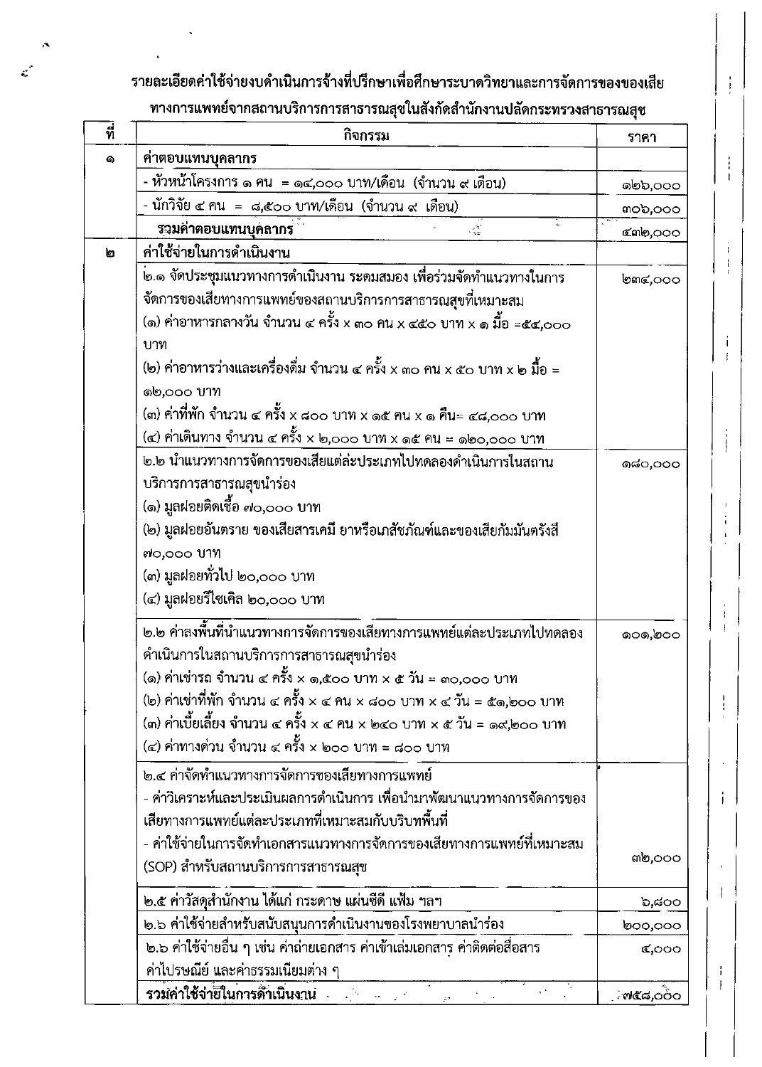**รายละเอียดค่าใช้จ่ายงบดำเนินการจ้างที่ปรึกษาเพื่อศึกษาระบาดวิทยาและการจัดการของของเสียทางการแพทย์จากสถานบริการการสาธารณสุขในสังกัดสำนักงานปลัดกระทรวงสาธารณสุข**

| ที่ | กิจกรรม | ราคา |
|---|---|---|
| ๑ | **ค่าตอบแทนบุคลากร** | |
| | - หัวหน้าโครงการ ๑ คน = ๑๔,๐๐๐ บาท/เดือน (จำนวน ๙ เดือน) | ๑๒๖,๐๐๐ |
| | - นักวิจัย ๔ คน = ๘,๕๐๐ บาท/เดือน (จำนวน ๙ เดือน) | ๓๐๖,๐๐๐ |
| | **รวมค่าตอบแทนบุคลากร** | ๔๓๒,๐๐๐ |
| ๒ | **ค่าใช้จ่ายในการดำเนินงาน** | |
| | ๒.๑ จัดประชุมแนวทางการดำเนินงาน ระดมสมอง เพื่อร่วมจัดทำแนวทางในการจัดการของเสียทางการแพทย์ของสถานบริการการสาธารณสุขที่เหมาะสม<br>(๑) ค่าอาหารกลางวัน จำนวน ๔ ครั้ง x ๓๐ คน x ๔๕๐ บาท x ๑ มื้อ =๕๔,๐๐๐ บาท<br>(๒) ค่าอาหารว่างและเครื่องดื่ม จำนวน ๔ ครั้ง x ๓๐ คน x ๕๐ บาท x ๒ มื้อ = ๑๒,๐๐๐ บาท<br>(๓) ค่าที่พัก จำนวน ๔ ครั้ง x ๘๐๐ บาท x ๑๕ คน x ๑ คืน= ๔๘,๐๐๐ บาท<br>(๔) ค่าเดินทาง จำนวน ๔ ครั้ง x ๒,๐๐๐ บาท x ๑๕ คน = ๑๒๐,๐๐๐ บาท | ๒๓๔,๐๐๐ |
| | ๒.๒ นำแนวทางการจัดการของเสียแต่ละประเภทไปทดลองดำเนินการในสถานบริการการสาธารณสุขนำร่อง<br>(๑) มูลฝอยติดเชื้อ ๗๐,๐๐๐ บาท<br>(๒) มูลฝอยอันตราย ของเสียสารเคมี ยาหรือเภสัชภัณฑ์และของเสียกัมมันตรังสี ๗๐,๐๐๐ บาท<br>(๓) มูลฝอยทั่วไป ๒๐,๐๐๐ บาท<br>(๔) มูลฝอยรีไซเคิล ๒๐,๐๐๐ บาท | ๑๘๐,๐๐๐ |
| | ๒.๒ ค่าลงพื้นที่นำแนวทางการจัดการของเสียทางการแพทย์แต่ละประเภทไปทดลองดำเนินการในสถานบริการการสาธารณสุขนำร่อง<br>(๑) ค่าเช่ารถ จำนวน ๔ ครั้ง x ๑,๕๐๐ บาท x ๕ วัน = ๓๐,๐๐๐ บาท<br>(๒) ค่าเช่าที่พัก จำนวน ๔ ครั้ง x ๔ คน x ๘๐๐ บาท x ๔ วัน = ๕๑,๒๐๐ บาท<br>(๓) ค่าเบี้ยเลี้ยง จำนวน ๔ ครั้ง x ๔ คน x ๒๔๐ บาท x ๕ วัน = ๑๙,๒๐๐ บาท<br>(๔) ค่าทางด่วน จำนวน ๔ ครั้ง x ๒๐๐ บาท = ๘๐๐ บาท | ๑๐๑,๒๐๐ |
| | ๒.๔ ค่าจัดทำแนวทางการจัดการของเสียทางการแพทย์<br>- ค่าวิเคราะห์และประเมินผลการดำเนินการ เพื่อนำมาพัฒนาแนวทางการจัดการของเสียทางการแพทย์แต่ละประเภทที่เหมาะสมกับบริบทพื้นที่<br>- ค่าใช้จ่ายในการจัดทำเอกสารแนวทางการจัดการของเสียทางการแพทย์ที่เหมาะสม (SOP) สำหรับสถานบริการการสาธารณสุข | ๓๒,๐๐๐ |
| | ๒.๕ ค่าวัสดุสำนักงาน ได้แก่ กระดาษ แผ่นซีดี แฟ้ม ฯลฯ | ๖,๘๐๐ |
| | ๒.๖ ค่าใช้จ่ายสำหรับสนับสนุนการดำเนินงานของโรงพยาบาลนำร่อง | ๒๐๐,๐๐๐ |
| | ๒.๖ ค่าใช้จ่ายอื่น ๆ เช่น ค่าถ่ายเอกสาร ค่าเข้าเล่มเอกสาร ค่าติดต่อสื่อสาร ค่าไปรษณีย์ และค่าธรรมเนียมต่าง ๆ | ๔,๐๐๐ |
| | **รวมค่าใช้จ่ายในการดำเนินงาน** | ๗๕๘,๐๐๐ |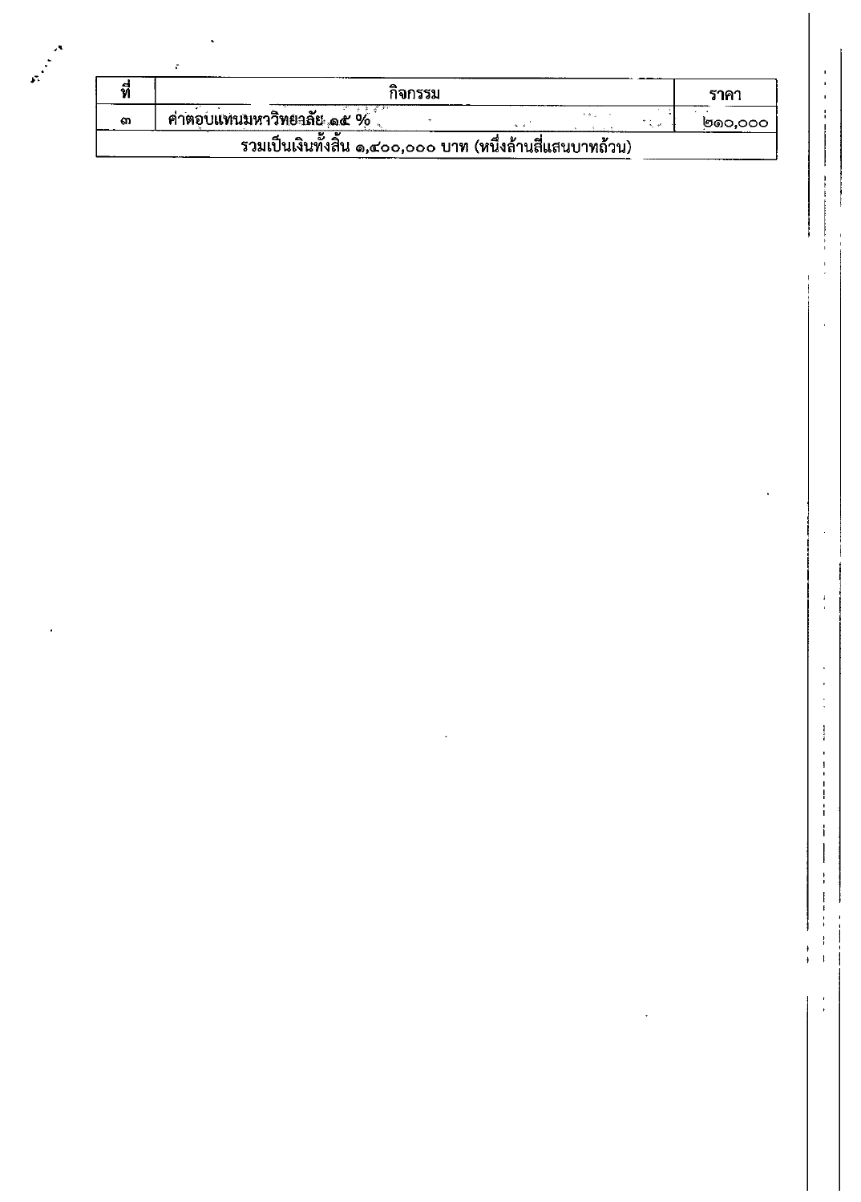| ที่ | กิจกรรม | ราคา |
|---|---|---|
| ๓ | ค่าตอบแทนมหาวิทยาลัย ๑๕ % | ๒๑๐,๐๐๐ |
| รวมเป็นเงินทั้งสิ้น ๑,๔๐๐,๐๐๐ บาท (หนึ่งล้านสี่แสนบาทถ้วน) | | |